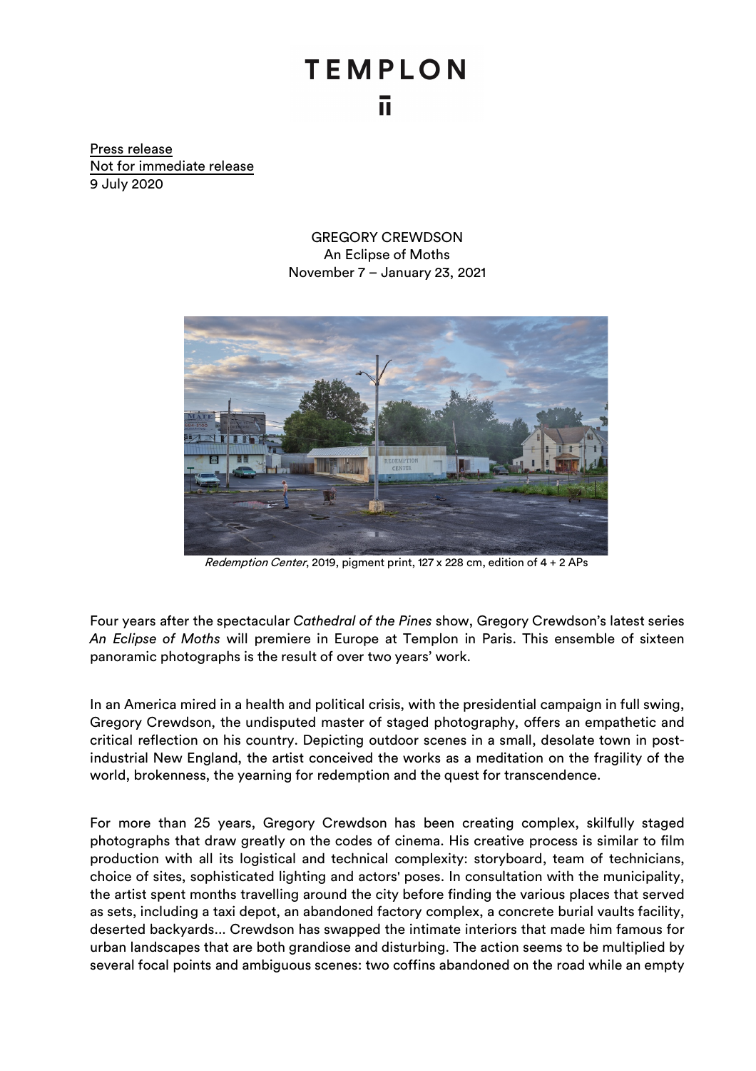# TEMPLON

Press release
Not for immediate release
9 July 2020

GREGORY CREWDSON
An Eclipse of Moths
November 7 – January 23, 2021

*Redemption Center*, 2019, pigment print, 127 x 228 cm, edition of 4 + 2 APs

Four years after the spectacular *Cathedral of the Pines* show, Gregory Crewdson's latest series *An Eclipse of Moths* will premiere in Europe at Templon in Paris. This ensemble of sixteen panoramic photographs is the result of over two years' work.

In an America mired in a health and political crisis, with the presidential campaign in full swing, Gregory Crewdson, the undisputed master of staged photography, offers an empathetic and critical reflection on his country. Depicting outdoor scenes in a small, desolate town in post-industrial New England, the artist conceived the works as a meditation on the fragility of the world, brokenness, the yearning for redemption and the quest for transcendence.

For more than 25 years, Gregory Crewdson has been creating complex, skilfully staged photographs that draw greatly on the codes of cinema. His creative process is similar to film production with all its logistical and technical complexity: storyboard, team of technicians, choice of sites, sophisticated lighting and actors' poses. In consultation with the municipality, the artist spent months travelling around the city before finding the various places that served as sets, including a taxi depot, an abandoned factory complex, a concrete burial vaults facility, deserted backyards... Crewdson has swapped the intimate interiors that made him famous for urban landscapes that are both grandiose and disturbing. The action seems to be multiplied by several focal points and ambiguous scenes: two coffins abandoned on the road while an empty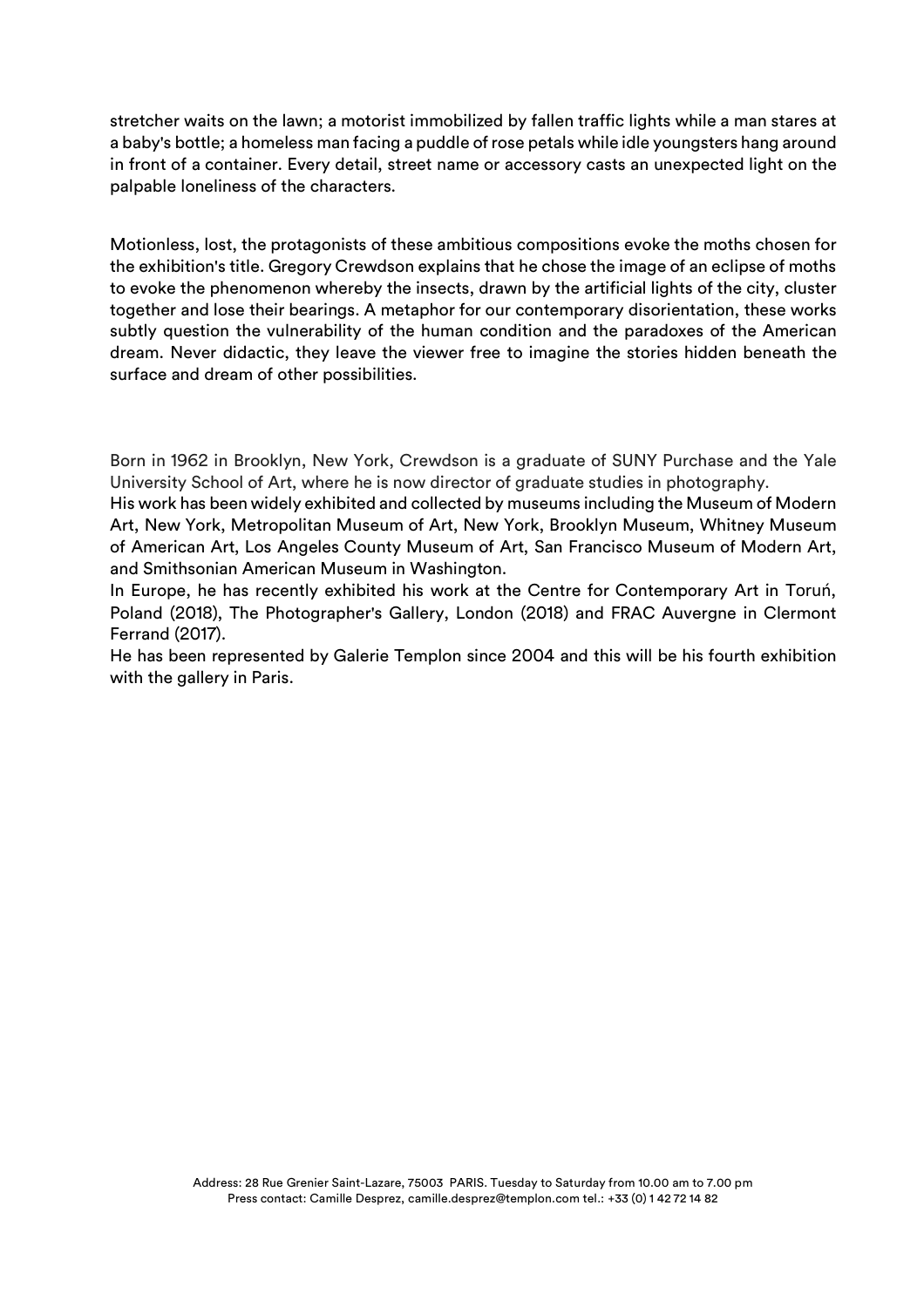stretcher waits on the lawn; a motorist immobilized by fallen traffic lights while a man stares at a baby's bottle; a homeless man facing a puddle of rose petals while idle youngsters hang around in front of a container. Every detail, street name or accessory casts an unexpected light on the palpable loneliness of the characters.

Motionless, lost, the protagonists of these ambitious compositions evoke the moths chosen for the exhibition's title. Gregory Crewdson explains that he chose the image of an eclipse of moths to evoke the phenomenon whereby the insects, drawn by the artificial lights of the city, cluster together and lose their bearings. A metaphor for our contemporary disorientation, these works subtly question the vulnerability of the human condition and the paradoxes of the American dream. Never didactic, they leave the viewer free to imagine the stories hidden beneath the surface and dream of other possibilities.

Born in 1962 in Brooklyn, New York, Crewdson is a graduate of SUNY Purchase and the Yale University School of Art, where he is now director of graduate studies in photography.
His work has been widely exhibited and collected by museums including the Museum of Modern Art, New York, Metropolitan Museum of Art, New York, Brooklyn Museum, Whitney Museum of American Art, Los Angeles County Museum of Art, San Francisco Museum of Modern Art, and Smithsonian American Museum in Washington.
In Europe, he has recently exhibited his work at the Centre for Contemporary Art in Toruń, Poland (2018), The Photographer's Gallery, London (2018) and FRAC Auvergne in Clermont Ferrand (2017).
He has been represented by Galerie Templon since 2004 and this will be his fourth exhibition with the gallery in Paris.

Address: 28 Rue Grenier Saint-Lazare, 75003 PARIS. Tuesday to Saturday from 10.00 am to 7.00 pm
Press contact: Camille Desprez, camille.desprez@templon.com tel.: +33 (0) 1 42 72 14 82